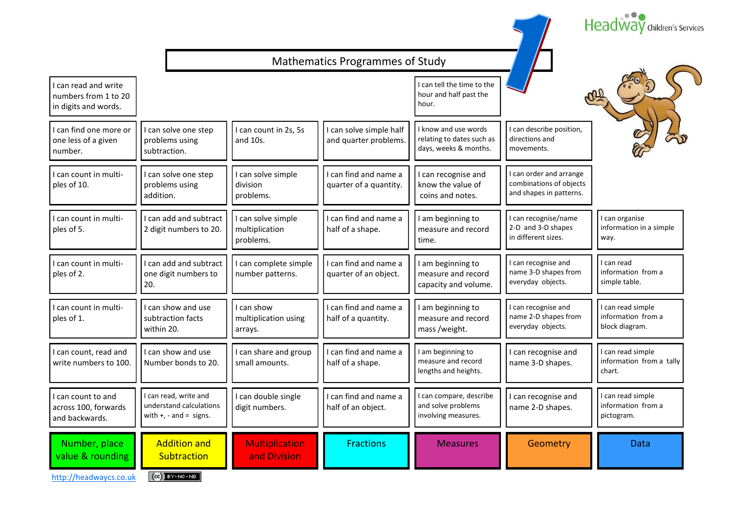# Mathematics Programmes of Study

Headway Children's Services

| Number, place value & rounding | Addition and Subtraction | Multiplication and Division | Fractions | Measures | Geometry | Data |
|---|---|---|---|---|---|---|
| I can read and write numbers from 1 to 20 in digits and words. | | | | I can tell the time to the hour and half past the hour. | | |
| I can find one more or one less of a given number. | I can solve one step problems using subtraction. | I can count in 2s, 5s and 10s. | I can solve simple half and quarter problems. | I know and use words relating to dates such as days, weeks & months. | I can describe position, directions and movements. | |
| I can count in multiples of 10. | I can solve one step problems using addition. | I can solve simple division problems. | I can find and name a quarter of a quantity. | I can recognise and know the value of coins and notes. | I can order and arrange combinations of objects and shapes in patterns. | |
| I can count in multiples of 5. | I can add and subtract 2 digit numbers to 20. | I can solve simple multiplication problems. | I can find and name a half of a shape. | I am beginning to measure and record time. | I can recognise/name 2-D and 3-D shapes in different sizes. | I can organise information in a simple way. |
| I can count in multiples of 2. | I can add and subtract one digit numbers to 20. | I can complete simple number patterns. | I can find and name a quarter of an object. | I am beginning to measure and record capacity and volume. | I can recognise and name 3-D shapes from everyday objects. | I can read information from a simple table. |
| I can count in multiples of 1. | I can show and use subtraction facts within 20. | I can show multiplication using arrays. | I can find and name a half of a quantity. | I am beginning to measure and record mass /weight. | I can recognise and name 2-D shapes from everyday objects. | I can read simple information from a block diagram. |
| I can count, read and write numbers to 100. | I can show and use Number bonds to 20. | I can share and group small amounts. | I can find and name a half of a shape. | I am beginning to measure and record lengths and heights. | I can recognise and name 3-D shapes. | I can read simple information from a tally chart. |
| I can count to and across 100, forwards and backwards. | I can read, write and understand calculations with +, - and = signs. | I can double single digit numbers. | I can find and name a half of an object. | I can compare, describe and solve problems involving measures. | I can recognise and name 2-D shapes. | I can read simple information from a pictogram. |

http://headwaycs.co.uk

BY-NC-ND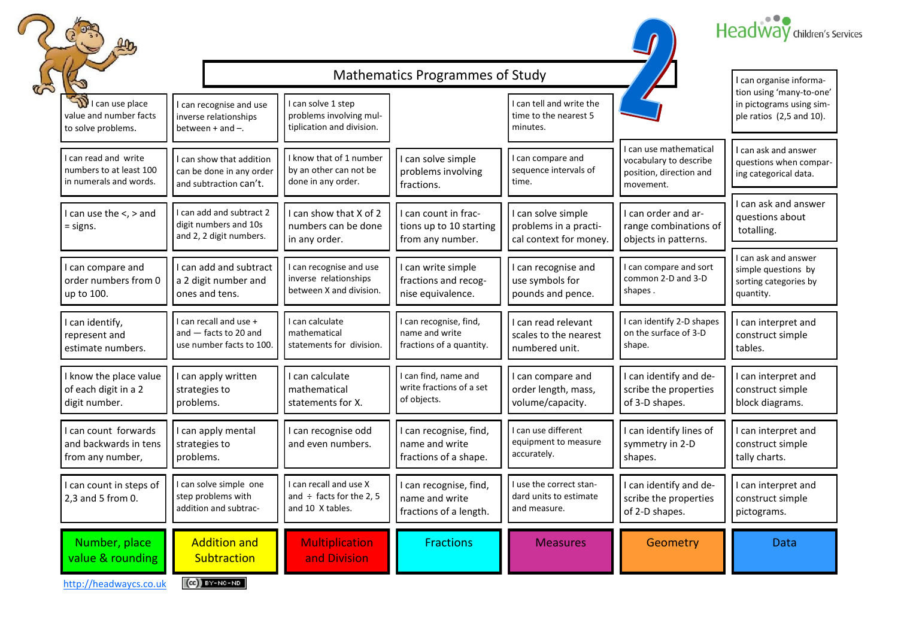# Mathematics Programmes of Study

## 2

| Number, place value & rounding | Addition and Subtraction | Multiplication and Division | Fractions | Measures | Geometry | Data |
|---|---|---|---|---|---|---|
| I can use place value and number facts to solve problems. | I can recognise and use inverse relationships between + and –. | I can solve 1 step problems involving multiplication and division. | | I can tell and write the time to the nearest 5 minutes. | | I can organise information using 'many-to-one' in pictograms using simple ratios (2,5 and 10). |
| I can read and write numbers to at least 100 in numerals and words. | I can show that addition can be done in any order and subtraction can't. | I know that of 1 number by an other can not be done in any order. | I can solve simple problems involving fractions. | I can compare and sequence intervals of time. | I can use mathematical vocabulary to describe position, direction and movement. | I can ask and answer questions when comparing categorical data. |
| I can use the <, > and = signs. | I can add and subtract 2 digit numbers and 10s and 2, 2 digit numbers. | I can show that X of 2 numbers can be done in any order. | I can count in fractions up to 10 starting from any number. | I can solve simple problems in a practical context for money. | I can order and arrange combinations of objects in patterns. | I can ask and answer questions about totalling. |
| I can compare and order numbers from 0 up to 100. | I can add and subtract a 2 digit number and ones and tens. | I can recognise and use inverse relationships between X and division. | I can write simple fractions and recognise equivalence. | I can recognise and use symbols for pounds and pence. | I can compare and sort common 2-D and 3-D shapes . | I can ask and answer simple questions by sorting categories by quantity. |
| I can identify, represent and estimate numbers. | I can recall and use + and — facts to 20 and use number facts to 100. | I can calculate mathematical statements for division. | I can recognise, find, name and write fractions of a quantity. | I can read relevant scales to the nearest numbered unit. | I can identify 2-D shapes on the surface of 3-D shape. | I can interpret and construct simple tables. |
| I know the place value of each digit in a 2 digit number. | I can apply written strategies to problems. | I can calculate mathematical statements for X. | I can find, name and write fractions of a set of objects. | I can compare and order length, mass, volume/capacity. | I can identify and describe the properties of 3-D shapes. | I can interpret and construct simple block diagrams. |
| I can count forwards and backwards in tens from any number, | I can apply mental strategies to problems. | I can recognise odd and even numbers. | I can recognise, find, name and write fractions of a shape. | I can use different equipment to measure accurately. | I can identify lines of symmetry in 2-D shapes. | I can interpret and construct simple tally charts. |
| I can count in steps of 2,3 and 5 from 0. | I can solve simple one step problems with addition and subtrac- | I can recall and use X and ÷ facts for the 2, 5 and 10 X tables. | I can recognise, find, name and write fractions of a length. | I use the correct standard units to estimate and measure. | I can identify and describe the properties of 2-D shapes. | I can interpret and construct simple pictograms. |

http://headwaycs.co.uk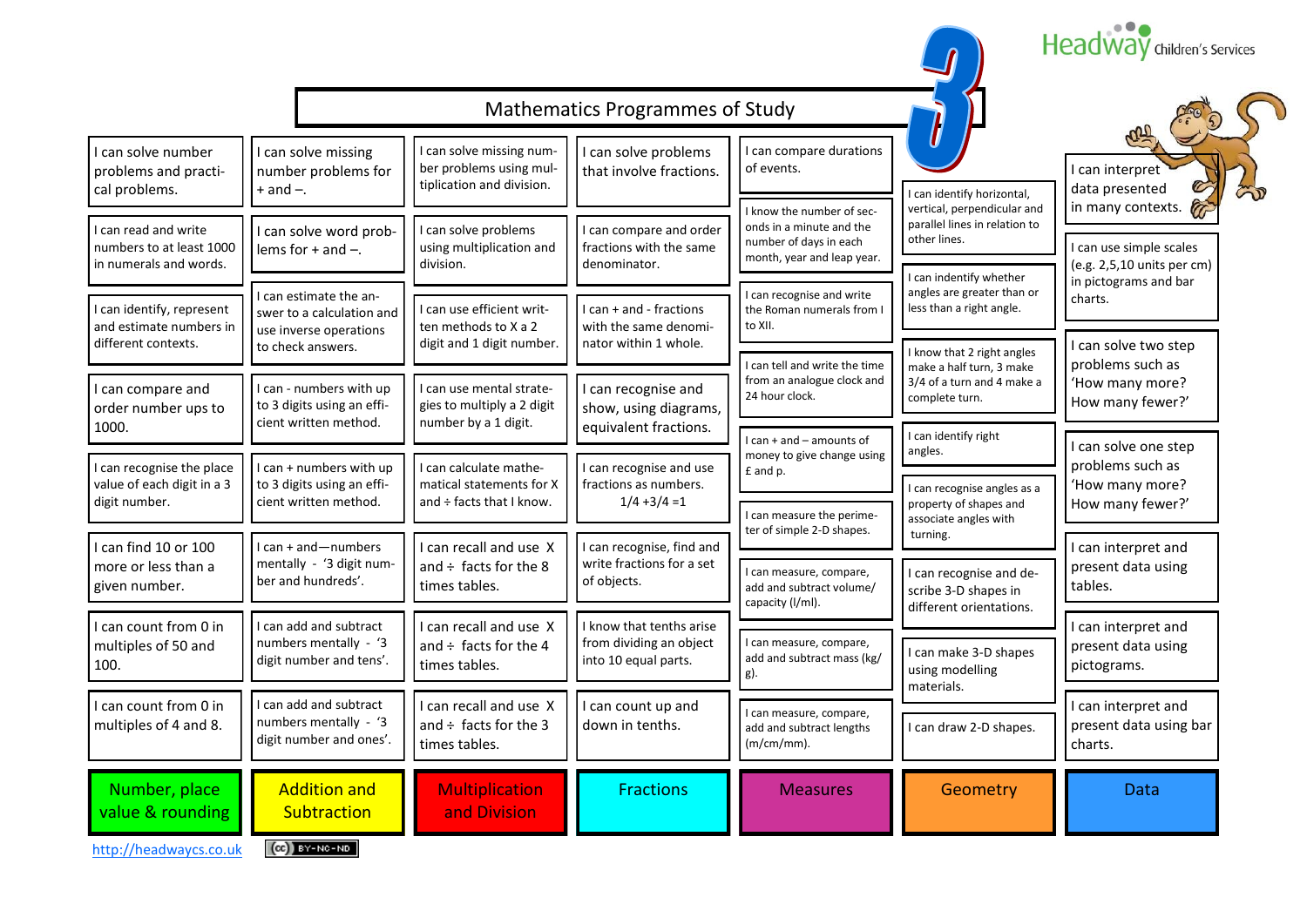Headway Children's Services

# Mathematics Programmes of Study

## 3

### Number, place value & rounding

- I can solve number problems and practical problems.
- I can read and write numbers to at least 1000 in numerals and words.
- I can identify, represent and estimate numbers in different contexts.
- I can compare and order number ups to 1000.
- I can recognise the place value of each digit in a 3 digit number.
- I can find 10 or 100 more or less than a given number.
- I can count from 0 in multiples of 50 and 100.
- I can count from 0 in multiples of 4 and 8.

### Addition and Subtraction

- I can solve missing number problems for + and –.
- I can solve word problems for + and –.
- I can estimate the answer to a calculation and use inverse operations to check answers.
- I can - numbers with up to 3 digits using an efficient written method.
- I can + numbers with up to 3 digits using an efficient written method.
- I can + and—numbers mentally - '3 digit number and hundreds'.
- I can add and subtract numbers mentally - '3 digit number and tens'.
- I can add and subtract numbers mentally - '3 digit number and ones'.

### Multiplication and Division

- I can solve missing number problems using multiplication and division.
- I can solve problems using multiplication and division.
- I can use efficient written methods to X a 2 digit and 1 digit number.
- I can use mental strategies to multiply a 2 digit number by a 1 digit.
- I can calculate mathematical statements for X and ÷ facts that I know.
- I can recall and use X and ÷ facts for the 8 times tables.
- I can recall and use X and ÷ facts for the 4 times tables.
- I can recall and use X and ÷ facts for the 3 times tables.

### Fractions

- I can solve problems that involve fractions.
- I can compare and order fractions with the same denominator.
- I can + and - fractions with the same denominator within 1 whole.
- I can recognise and show, using diagrams, equivalent fractions.
- I can recognise and use fractions as numbers. 1/4 +3/4 =1
- I can recognise, find and write fractions for a set of objects.
- I know that tenths arise from dividing an object into 10 equal parts.
- I can count up and down in tenths.

### Measures

- I can compare durations of events.
- I know the number of seconds in a minute and the number of days in each month, year and leap year.
- I can recognise and write the Roman numerals from I to XII.
- I can tell and write the time from an analogue clock and 24 hour clock.
- I can + and – amounts of money to give change using £ and p.
- I can measure the perimeter of simple 2-D shapes.
- I can measure, compare, add and subtract volume/capacity (l/ml).
- I can measure, compare, add and subtract mass (kg/g).
- I can measure, compare, add and subtract lengths (m/cm/mm).

### Geometry

- I can identify horizontal, vertical, perpendicular and parallel lines in relation to other lines.
- I can indentify whether angles are greater than or less than a right angle.
- I know that 2 right angles make a half turn, 3 make 3/4 of a turn and 4 make a complete turn.
- I can identify right angles.
- I can recognise angles as a property of shapes and associate angles with turning.
- I can recognise and describe 3-D shapes in different orientations.
- I can make 3-D shapes using modelling materials.
- I can draw 2-D shapes.

### Data

- I can interpret data presented in many contexts.
- I can use simple scales (e.g. 2,5,10 units per cm) in pictograms and bar charts.
- I can solve two step problems such as 'How many more? How many fewer?'
- I can solve one step problems such as 'How many more? How many fewer?'
- I can interpret and present data using tables.
- I can interpret and present data using pictograms.
- I can interpret and present data using bar charts.

http://headwaycs.co.uk

(cc) BY-NC-ND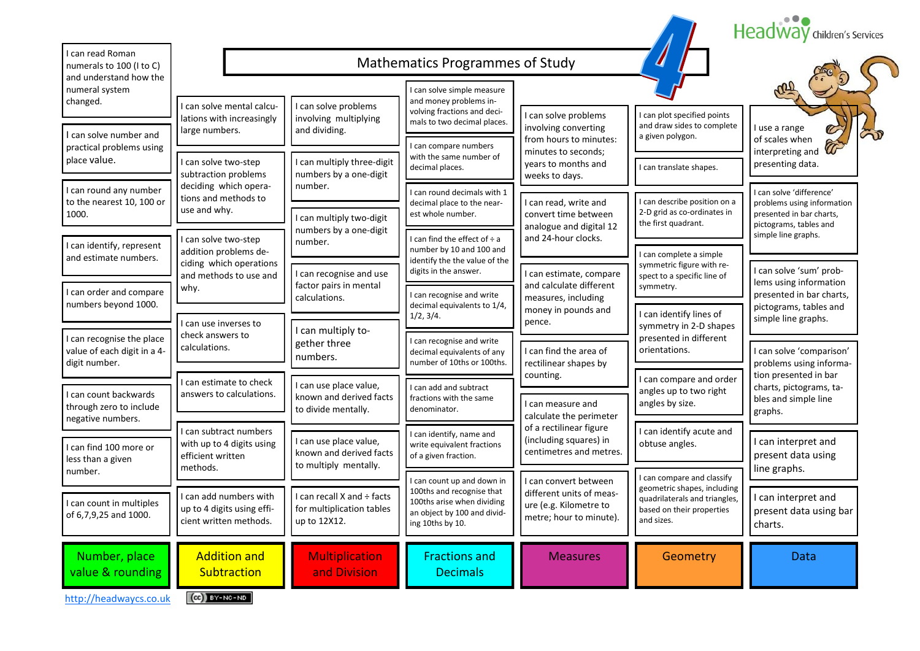# Mathematics Programmes of Study

Headway Children's Services — Year 4

## Number, place value & rounding

- I can read Roman numerals to 100 (I to C) and understand how the numeral system changed.
- I can solve number and practical problems using place value.
- I can round any number to the nearest 10, 100 or 1000.
- I can identify, represent and estimate numbers.
- I can order and compare numbers beyond 1000.
- I can recognise the place value of each digit in a 4-digit number.
- I can count backwards through zero to include negative numbers.
- I can find 100 more or less than a given number.
- I can count in multiples of 6,7,9,25 and 1000.

## Addition and Subtraction

- I can solve mental calculations with increasingly large numbers.
- I can solve two-step subtraction problems deciding which operations and methods to use and why.
- I can solve two-step addition problems deciding which operations and methods to use and why.
- I can use inverses to check answers to calculations.
- I can estimate to check answers to calculations.
- I can subtract numbers with up to 4 digits using efficient written methods.
- I can add numbers with up to 4 digits using efficient written methods.

## Multiplication and Division

- I can solve problems involving multiplying and dividing.
- I can multiply three-digit numbers by a one-digit number.
- I can multiply two-digit numbers by a one-digit number.
- I can recognise and use factor pairs in mental calculations.
- I can multiply together three numbers.
- I can use place value, known and derived facts to divide mentally.
- I can use place value, known and derived facts to multiply mentally.
- I can recall X and ÷ facts for multiplication tables up to 12X12.

## Fractions and Decimals

- I can solve simple measure and money problems involving fractions and decimals to two decimal places.
- I can compare numbers with the same number of decimal places.
- I can round decimals with 1 decimal place to the nearest whole number.
- I can find the effect of ÷ a number by 10 and 100 and identify the value of the digits in the answer.
- I can recognise and write decimal equivalents to 1/4, 1/2, 3/4.
- I can recognise and write decimal equivalents of any number of 10ths or 100ths.
- I can add and subtract fractions with the same denominator.
- I can identify, name and write equivalent fractions of a given fraction.
- I can count up and down in 100ths and recognise that 100ths arise when dividing an object by 100 and dividing 10ths by 10.

## Measures

- I can solve problems involving converting from hours to minutes; minutes to seconds; years to months and weeks to days.
- I can read, write and convert time between analogue and digital 12 and 24-hour clocks.
- I can estimate, compare and calculate different measures, including money in pounds and pence.
- I can find the area of rectilinear shapes by counting.
- I can measure and calculate the perimeter of a rectilinear figure (including squares) in centimetres and metres.
- I can convert between different units of measure (e.g. Kilometre to metre; hour to minute).

## Geometry

- I can plot specified points and draw sides to complete a given polygon.
- I can translate shapes.
- I can describe position on a 2-D grid as co-ordinates in the first quadrant.
- I can complete a simple symmetric figure with respect to a specific line of symmetry.
- I can identify lines of symmetry in 2-D shapes presented in different orientations.
- I can compare and order angles up to two right angles by size.
- I can identify acute and obtuse angles.
- I can compare and classify geometric shapes, including quadrilaterals and triangles, based on their properties and sizes.

## Data

- I use a range of scales when interpreting and presenting data.
- I can solve 'difference' problems using information presented in bar charts, pictograms, tables and simple line graphs.
- I can solve 'sum' problems using information presented in bar charts, pictograms, tables and simple line graphs.
- I can solve 'comparison' problems using information presented in bar charts, pictograms, tables and simple line graphs.
- I can interpret and present data using line graphs.
- I can interpret and present data using bar charts.

http://headwaycs.co.uk

(cc) BY-NC-ND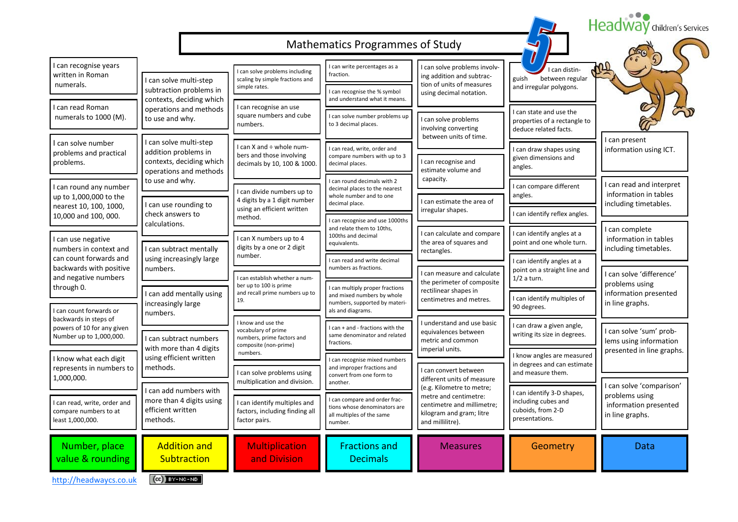# Mathematics Programmes of Study

Headway Children's Services — Year 5

## Number, place value & rounding

- I can recognise years written in Roman numerals.
- I can read Roman numerals to 1000 (M).
- I can solve number problems and practical problems.
- I can round any number up to 1,000,000 to the nearest 10, 100, 1000, 10,000 and 100, 000.
- I can use negative numbers in context and can count forwards and backwards with positive and negative numbers through 0.
- I can count forwards or backwards in steps of powers of 10 for any given Number up to 1,000,000.
- I know what each digit represents in numbers to 1,000,000.
- I can read, write, order and compare numbers to at least 1,000,000.

## Addition and Subtraction

- I can solve multi-step subtraction problems in contexts, deciding which operations and methods to use and why.
- I can solve multi-step addition problems in contexts, deciding which operations and methods to use and why.
- I can use rounding to check answers to calculations.
- I can subtract mentally using increasingly large numbers.
- I can add mentally using increasingly large numbers.
- I can subtract numbers with more than 4 digits using efficient written methods.
- I can add numbers with more than 4 digits using efficient written methods.

## Multiplication and Division

- I can solve problems including scaling by simple fractions and simple rates.
- I can recognise an use square numbers and cube numbers.
- I can X and ÷ whole numbers and those involving decimals by 10, 100 & 1000.
- I can divide numbers up to 4 digits by a 1 digit number using an efficient written method.
- I can X numbers up to 4 digits by a one or 2 digit number.
- I can establish whether a number up to 100 is prime and recall prime numbers up to 19.
- I know and use the vocabulary of prime numbers, prime factors and composite (non-prime) numbers.
- I can solve problems using multiplication and division.
- I can identify multiples and factors, including finding all factor pairs.

## Fractions and Decimals

- I can write percentages as a fraction.
- I can recognise the % symbol and understand what it means.
- I can solve number problems up to 3 decimal places.
- I can read, write, order and compare numbers with up to 3 decimal places.
- I can round decimals with 2 decimal places to the nearest whole number and to one decimal place.
- I can recognise and use 1000ths and relate them to 10ths, 100ths and decimal equivalents.
- I can read and write decimal numbers as fractions.
- I can multiply proper fractions and mixed numbers by whole numbers, supported by materials and diagrams.
- I can + and - fractions with the same denominator and related fractions.
- I can recognise mixed numbers and improper fractions and convert from one form to another.
- I can compare and order fractions whose denominators are all multiples of the same number.

## Measures

- I can solve problems involving addition and subtraction of units of measures using decimal notation.
- I can solve problems involving converting between units of time.
- I can recognise and estimate volume and capacity.
- I can estimate the area of irregular shapes.
- I can calculate and compare the area of squares and rectangles.
- I can measure and calculate the perimeter of composite rectilinear shapes in centimetres and metres.
- I understand and use basic equivalences between metric and common imperial units.
- I can convert between different units of measure (e.g. Kilometre to metre; metre and centimetre: centimetre and millimetre; kilogram and gram; litre and millilitre).

## Geometry

- I can distinguish between regular and irregular polygons.
- I can state and use the properties of a rectangle to deduce related facts.
- I can draw shapes using given dimensions and angles.
- I can compare different angles.
- I can identify reflex angles.
- I can identify angles at a point and one whole turn.
- I can identify angles at a point on a straight line and 1/2 a turn.
- I can identify multiples of 90 degrees.
- I can draw a given angle, writing its size in degrees.
- I know angles are measured in degrees and can estimate and measure them.
- I can identify 3-D shapes, including cubes and cuboids, from 2-D presentations.

## Data

- I can present information using ICT.
- I can read and interpret information in tables including timetables.
- I can complete information in tables including timetables.
- I can solve 'difference' problems using information presented in line graphs.
- I can solve 'sum' problems using information presented in line graphs.
- I can solve 'comparison' problems using information presented in line graphs.

http://headwaycs.co.uk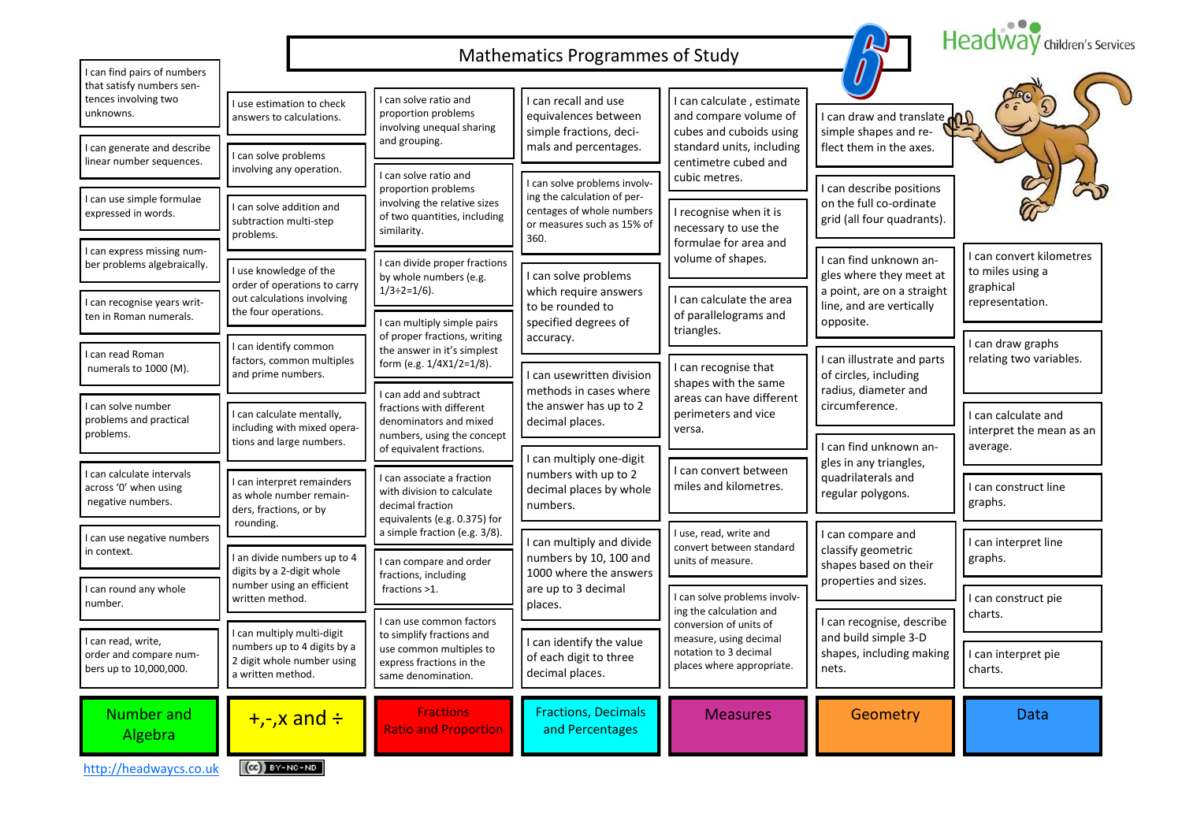# Mathematics Programmes of Study

6

Headway Children's Services

## Number and Algebra

- I can find pairs of numbers that satisfy numbers sentences involving two unknowns.
- I can generate and describe linear number sequences.
- I can use simple formulae expressed in words.
- I can express missing number problems algebraically.
- I can recognise years written in Roman numerals.
- I can read Roman numerals to 1000 (M).
- I can solve number problems and practical problems.
- I can calculate intervals across '0' when using negative numbers.
- I can use negative numbers in context.
- I can round any whole number.
- I can read, write, order and compare numbers up to 10,000,000.

## +,-,x and ÷

- I use estimation to check answers to calculations.
- I can solve problems involving any operation.
- I can solve addition and subtraction multi-step problems.
- I use knowledge of the order of operations to carry out calculations involving the four operations.
- I can identify common factors, common multiples and prime numbers.
- I can calculate mentally, including with mixed operations and large numbers.
- I can interpret remainders as whole number remainders, fractions, or by rounding.
- I an divide numbers up to 4 digits by a 2-digit whole number using an efficient written method.
- I can multiply multi-digit numbers up to 4 digits by a 2 digit whole number using a written method.

## Fractions Ratio and Proportion

- I can solve ratio and proportion problems involving unequal sharing and grouping.
- I can solve ratio and proportion problems involving the relative sizes of two quantities, including similarity.
- I can divide proper fractions by whole numbers (e.g. 1/3÷2=1/6).
- I can multiply simple pairs of proper fractions, writing the answer in it's simplest form (e.g. 1/4X1/2=1/8).
- I can add and subtract fractions with different denominators and mixed numbers, using the concept of equivalent fractions.
- I can associate a fraction with division to calculate decimal fraction equivalents (e.g. 0.375) for a simple fraction (e.g. 3/8).
- I can compare and order fractions, including fractions >1.
- I can use common factors to simplify fractions and use common multiples to express fractions in the same denomination.

## Fractions, Decimals and Percentages

- I can recall and use equivalences between simple fractions, decimals and percentages.
- I can solve problems involving the calculation of percentages of whole numbers or measures such as 15% of 360.
- I can solve problems which require answers to be rounded to specified degrees of accuracy.
- I can usewritten division methods in cases where the answer has up to 2 decimal places.
- I can multiply one-digit numbers with up to 2 decimal places by whole numbers.
- I can multiply and divide numbers by 10, 100 and 1000 where the answers are up to 3 decimal places.
- I can identify the value of each digit to three decimal places.

## Measures

- I can calculate , estimate and compare volume of cubes and cuboids using standard units, including centimetre cubed and cubic metres.
- I recognise when it is necessary to use the formulae for area and volume of shapes.
- I can calculate the area of parallelograms and triangles.
- I can recognise that shapes with the same areas can have different perimeters and vice versa.
- I can convert between miles and kilometres.
- I use, read, write and convert between standard units of measure.
- I can solve problems involving the calculation and conversion of units of measure, using decimal notation to 3 decimal places where appropriate.

## Geometry

- I can draw and translate simple shapes and reflect them in the axes.
- I can describe positions on the full co-ordinate grid (all four quadrants).
- I can find unknown angles where they meet at a point, are on a straight line, and are vertically opposite.
- I can illustrate and parts of circles, including radius, diameter and circumference.
- I can find unknown angles in any triangles, quadrilaterals and regular polygons.
- I can compare and classify geometric shapes based on their properties and sizes.
- I can recognise, describe and build simple 3-D shapes, including making nets.

## Data

- I can convert kilometres to miles using a graphical representation.
- I can draw graphs relating two variables.
- I can calculate and interpret the mean as an average.
- I can construct line graphs.
- I can interpret line graphs.
- I can construct pie charts.
- I can interpret pie charts.

http://headwaycs.co.uk

(cc) BY-NC-ND